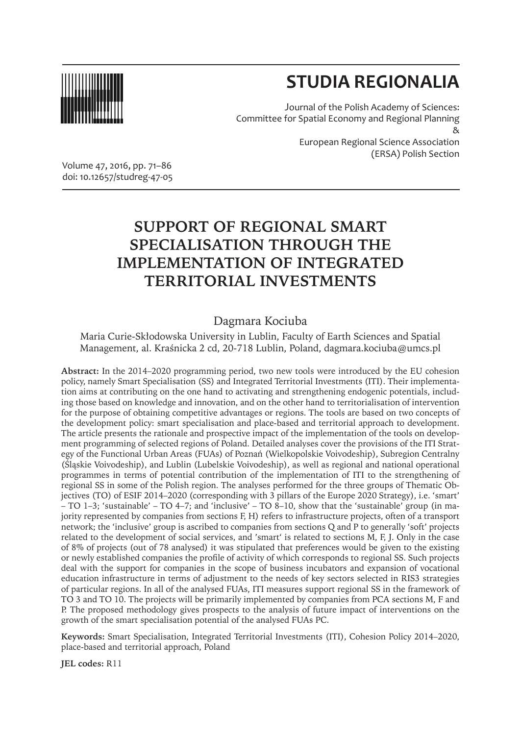# STUDIA REGIONALIA

Journal of the Polish Academy of Sciences:
Committee for Spatial Economy and Regional Planning
&
European Regional Science Association
(ERSA) Polish Section

Volume 47, 2016, pp. 71–86
doi: 10.12657/studreg-47-05

# SUPPORT OF REGIONAL SMART SPECIALISATION THROUGH THE IMPLEMENTATION OF INTEGRATED TERRITORIAL INVESTMENTS

Dagmara Kociuba

Maria Curie-Skłodowska University in Lublin, Faculty of Earth Sciences and Spatial Management, al. Kraśnicka 2 cd, 20-718 Lublin, Poland, dagmara.kociuba@umcs.pl

**Abstract:** In the 2014–2020 programming period, two new tools were introduced by the EU cohesion policy, namely Smart Specialisation (SS) and Integrated Territorial Investments (ITI). Their implementation aims at contributing on the one hand to activating and strengthening endogenic potentials, including those based on knowledge and innovation, and on the other hand to territorialisation of intervention for the purpose of obtaining competitive advantages or regions. The tools are based on two concepts of the development policy: smart specialisation and place-based and territorial approach to development. The article presents the rationale and prospective impact of the implementation of the tools on development programming of selected regions of Poland. Detailed analyses cover the provisions of the ITI Strategy of the Functional Urban Areas (FUAs) of Poznań (Wielkopolskie Voivodeship), Subregion Centralny (Śląskie Voivodeship), and Lublin (Lubelskie Voivodeship), as well as regional and national operational programmes in terms of potential contribution of the implementation of ITI to the strengthening of regional SS in some of the Polish region. The analyses performed for the three groups of Thematic Objectives (TO) of ESIF 2014–2020 (corresponding with 3 pillars of the Europe 2020 Strategy), i.e. 'smart' – TO 1–3; 'sustainable' – TO 4–7; and 'inclusive' – TO 8–10, show that the 'sustainable' group (in majority represented by companies from sections F, H) refers to infrastructure projects, often of a transport network; the 'inclusive' group is ascribed to companies from sections Q and P to generally 'soft' projects related to the development of social services, and 'smart' is related to sections M, F, J. Only in the case of 8% of projects (out of 78 analysed) it was stipulated that preferences would be given to the existing or newly established companies the profile of activity of which corresponds to regional SS. Such projects deal with the support for companies in the scope of business incubators and expansion of vocational education infrastructure in terms of adjustment to the needs of key sectors selected in RIS3 strategies of particular regions. In all of the analysed FUAs, ITI measures support regional SS in the framework of TO 3 and TO 10. The projects will be primarily implemented by companies from PCA sections M, F and P. The proposed methodology gives prospects to the analysis of future impact of interventions on the growth of the smart specialisation potential of the analysed FUAs PC.

**Keywords:** Smart Specialisation, Integrated Territorial Investments (ITI), Cohesion Policy 2014–2020, place-based and territorial approach, Poland

**JEL codes:** R11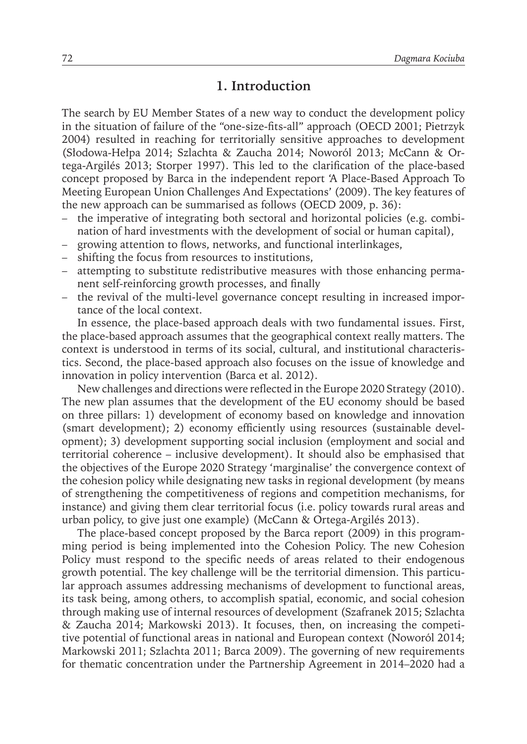## 1. Introduction

The search by EU Member States of a new way to conduct the development policy in the situation of failure of the "one-size-fits-all" approach (OECD 2001; Pietrzyk 2004) resulted in reaching for territorially sensitive approaches to development (Słodowa-Hełpa 2014; Szlachta & Zaucha 2014; Noworól 2013; McCann & Ortega-Argilés 2013; Storper 1997). This led to the clarification of the place-based concept proposed by Barca in the independent report 'A Place-Based Approach To Meeting European Union Challenges And Expectations' (2009). The key features of the new approach can be summarised as follows (OECD 2009, p. 36):

- the imperative of integrating both sectoral and horizontal policies (e.g. combination of hard investments with the development of social or human capital),
- growing attention to flows, networks, and functional interlinkages,
- shifting the focus from resources to institutions,
- attempting to substitute redistributive measures with those enhancing permanent self-reinforcing growth processes, and finally
- the revival of the multi-level governance concept resulting in increased importance of the local context.

In essence, the place-based approach deals with two fundamental issues. First, the place-based approach assumes that the geographical context really matters. The context is understood in terms of its social, cultural, and institutional characteristics. Second, the place-based approach also focuses on the issue of knowledge and innovation in policy intervention (Barca et al. 2012).

New challenges and directions were reflected in the Europe 2020 Strategy (2010). The new plan assumes that the development of the EU economy should be based on three pillars: 1) development of economy based on knowledge and innovation (smart development); 2) economy efficiently using resources (sustainable development); 3) development supporting social inclusion (employment and social and territorial coherence – inclusive development). It should also be emphasised that the objectives of the Europe 2020 Strategy 'marginalise' the convergence context of the cohesion policy while designating new tasks in regional development (by means of strengthening the competitiveness of regions and competition mechanisms, for instance) and giving them clear territorial focus (i.e. policy towards rural areas and urban policy, to give just one example) (McCann & Ortega-Argilés 2013).

The place-based concept proposed by the Barca report (2009) in this programming period is being implemented into the Cohesion Policy. The new Cohesion Policy must respond to the specific needs of areas related to their endogenous growth potential. The key challenge will be the territorial dimension. This particular approach assumes addressing mechanisms of development to functional areas, its task being, among others, to accomplish spatial, economic, and social cohesion through making use of internal resources of development (Szafranek 2015; Szlachta & Zaucha 2014; Markowski 2013). It focuses, then, on increasing the competitive potential of functional areas in national and European context (Noworól 2014; Markowski 2011; Szlachta 2011; Barca 2009). The governing of new requirements for thematic concentration under the Partnership Agreement in 2014–2020 had a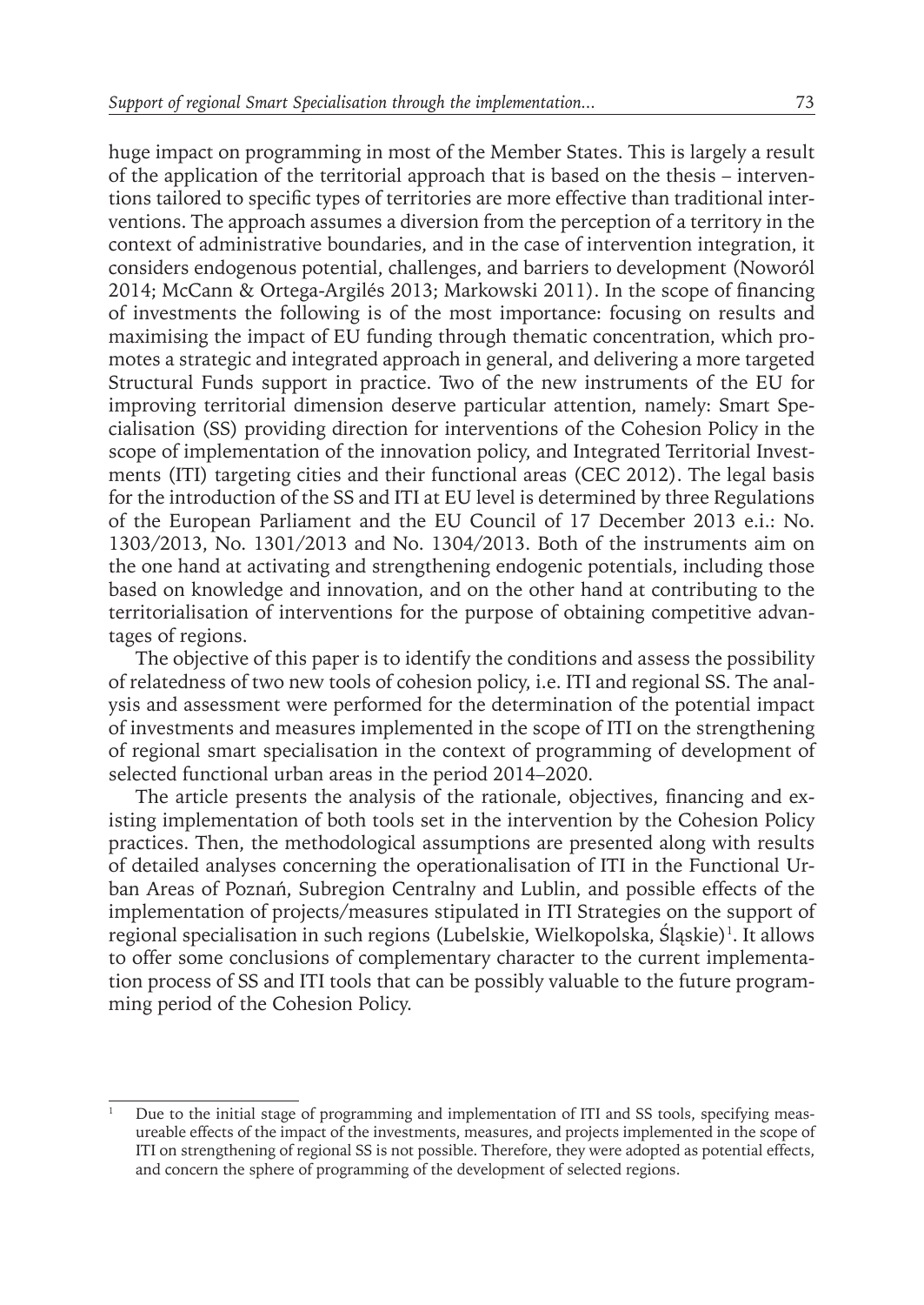huge impact on programming in most of the Member States. This is largely a result of the application of the territorial approach that is based on the thesis – interventions tailored to specific types of territories are more effective than traditional interventions. The approach assumes a diversion from the perception of a territory in the context of administrative boundaries, and in the case of intervention integration, it considers endogenous potential, challenges, and barriers to development (Noworól 2014; McCann & Ortega-Argilés 2013; Markowski 2011). In the scope of financing of investments the following is of the most importance: focusing on results and maximising the impact of EU funding through thematic concentration, which promotes a strategic and integrated approach in general, and delivering a more targeted Structural Funds support in practice. Two of the new instruments of the EU for improving territorial dimension deserve particular attention, namely: Smart Specialisation (SS) providing direction for interventions of the Cohesion Policy in the scope of implementation of the innovation policy, and Integrated Territorial Investments (ITI) targeting cities and their functional areas (CEC 2012). The legal basis for the introduction of the SS and ITI at EU level is determined by three Regulations of the European Parliament and the EU Council of 17 December 2013 e.i.: No. 1303/2013, No. 1301/2013 and No. 1304/2013. Both of the instruments aim on the one hand at activating and strengthening endogenic potentials, including those based on knowledge and innovation, and on the other hand at contributing to the territorialisation of interventions for the purpose of obtaining competitive advantages of regions.

The objective of this paper is to identify the conditions and assess the possibility of relatedness of two new tools of cohesion policy, i.e. ITI and regional SS. The analysis and assessment were performed for the determination of the potential impact of investments and measures implemented in the scope of ITI on the strengthening of regional smart specialisation in the context of programming of development of selected functional urban areas in the period 2014–2020.

The article presents the analysis of the rationale, objectives, financing and existing implementation of both tools set in the intervention by the Cohesion Policy practices. Then, the methodological assumptions are presented along with results of detailed analyses concerning the operationalisation of ITI in the Functional Urban Areas of Poznań, Subregion Centralny and Lublin, and possible effects of the implementation of projects/measures stipulated in ITI Strategies on the support of regional specialisation in such regions (Lubelskie, Wielkopolska, Śląskie)[1]. It allows to offer some conclusions of complementary character to the current implementation process of SS and ITI tools that can be possibly valuable to the future programming period of the Cohesion Policy.

[1] Due to the initial stage of programming and implementation of ITI and SS tools, specifying measureable effects of the impact of the investments, measures, and projects implemented in the scope of ITI on strengthening of regional SS is not possible. Therefore, they were adopted as potential effects, and concern the sphere of programming of the development of selected regions.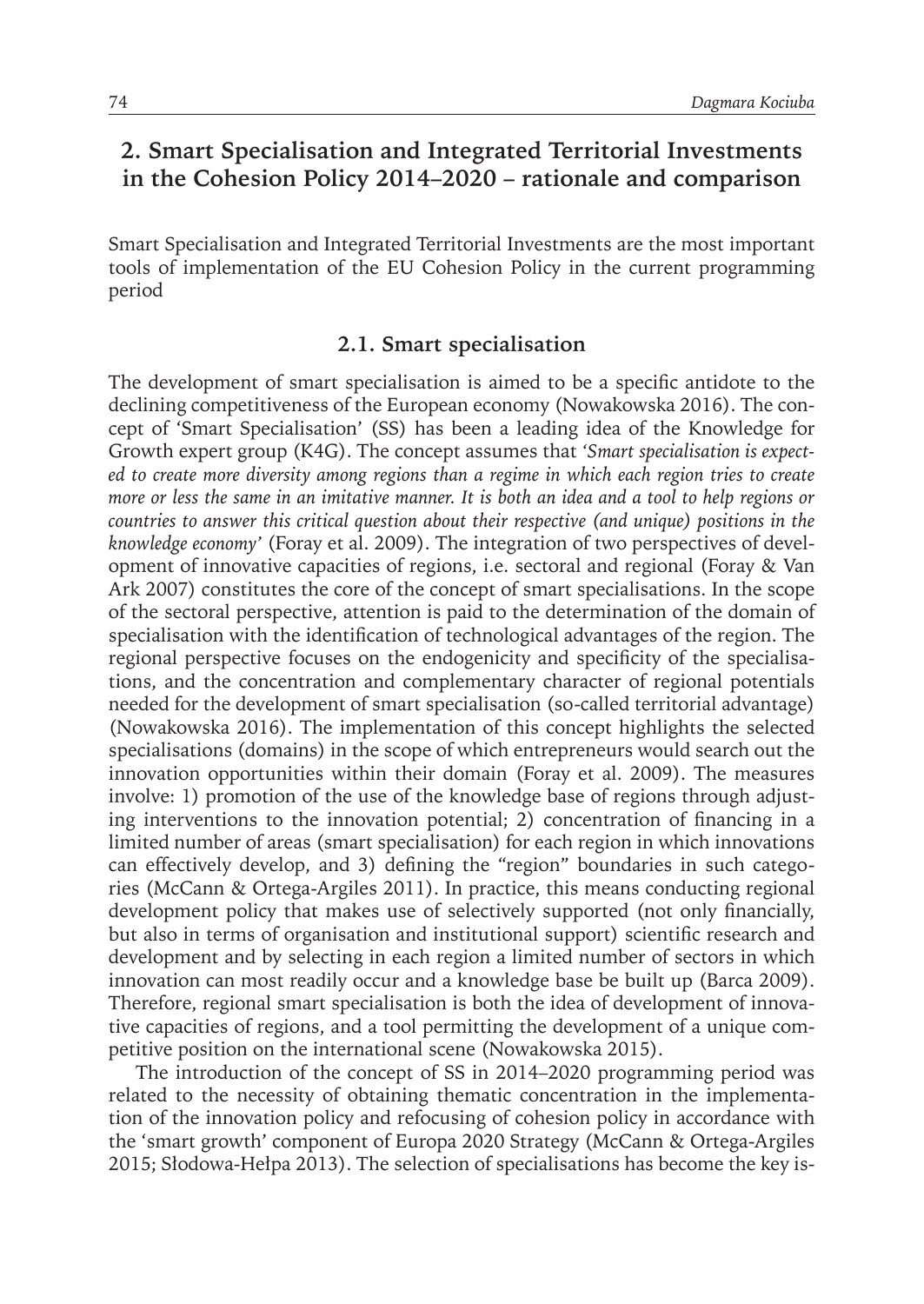## 2. Smart Specialisation and Integrated Territorial Investments in the Cohesion Policy 2014–2020 – rationale and comparison

Smart Specialisation and Integrated Territorial Investments are the most important tools of implementation of the EU Cohesion Policy in the current programming period

### 2.1. Smart specialisation

The development of smart specialisation is aimed to be a specific antidote to the declining competitiveness of the European economy (Nowakowska 2016). The concept of 'Smart Specialisation' (SS) has been a leading idea of the Knowledge for Growth expert group (K4G). The concept assumes that *'Smart specialisation is expected to create more diversity among regions than a regime in which each region tries to create more or less the same in an imitative manner. It is both an idea and a tool to help regions or countries to answer this critical question about their respective (and unique) positions in the knowledge economy'* (Foray et al. 2009). The integration of two perspectives of development of innovative capacities of regions, i.e. sectoral and regional (Foray & Van Ark 2007) constitutes the core of the concept of smart specialisations. In the scope of the sectoral perspective, attention is paid to the determination of the domain of specialisation with the identification of technological advantages of the region. The regional perspective focuses on the endogenicity and specificity of the specialisations, and the concentration and complementary character of regional potentials needed for the development of smart specialisation (so-called territorial advantage) (Nowakowska 2016). The implementation of this concept highlights the selected specialisations (domains) in the scope of which entrepreneurs would search out the innovation opportunities within their domain (Foray et al. 2009). The measures involve: 1) promotion of the use of the knowledge base of regions through adjusting interventions to the innovation potential; 2) concentration of financing in a limited number of areas (smart specialisation) for each region in which innovations can effectively develop, and 3) defining the "region" boundaries in such categories (McCann & Ortega-Argiles 2011). In practice, this means conducting regional development policy that makes use of selectively supported (not only financially, but also in terms of organisation and institutional support) scientific research and development and by selecting in each region a limited number of sectors in which innovation can most readily occur and a knowledge base be built up (Barca 2009). Therefore, regional smart specialisation is both the idea of development of innovative capacities of regions, and a tool permitting the development of a unique competitive position on the international scene (Nowakowska 2015).

The introduction of the concept of SS in 2014–2020 programming period was related to the necessity of obtaining thematic concentration in the implementation of the innovation policy and refocusing of cohesion policy in accordance with the 'smart growth' component of Europa 2020 Strategy (McCann & Ortega-Argiles 2015; Słodowa-Hełpa 2013). The selection of specialisations has become the key is-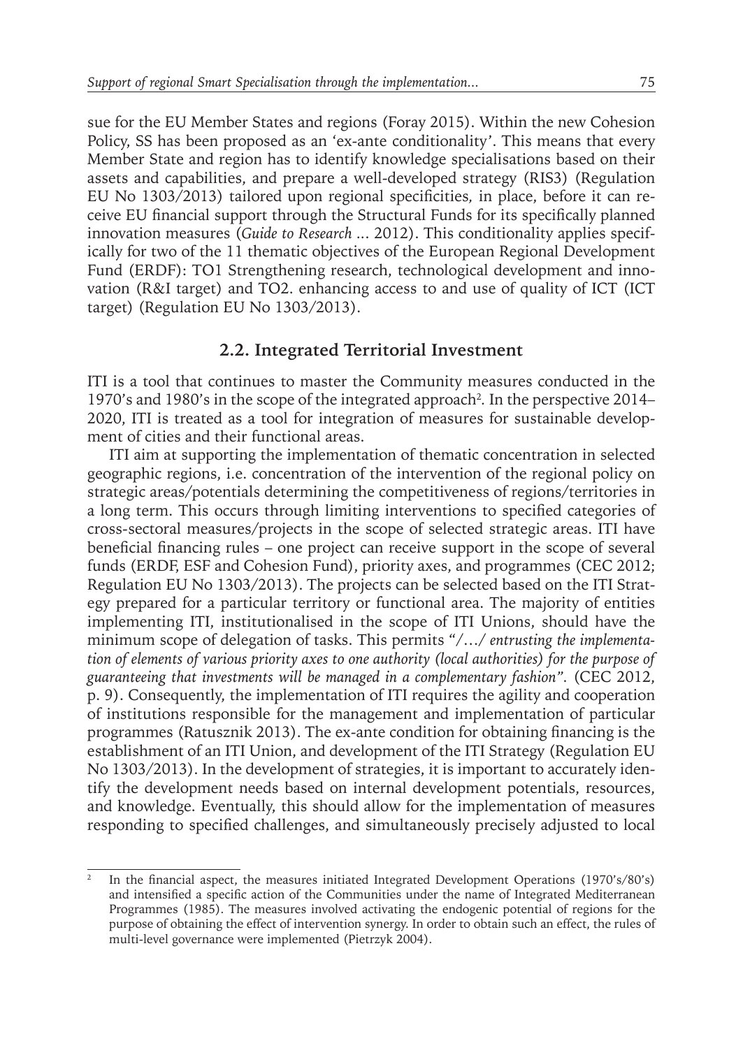sue for the EU Member States and regions (Foray 2015). Within the new Cohesion Policy, SS has been proposed as an 'ex-ante conditionality'. This means that every Member State and region has to identify knowledge specialisations based on their assets and capabilities, and prepare a well-developed strategy (RIS3) (Regulation EU No 1303/2013) tailored upon regional specificities, in place, before it can receive EU financial support through the Structural Funds for its specifically planned innovation measures (*Guide to Research ...* 2012). This conditionality applies specifically for two of the 11 thematic objectives of the European Regional Development Fund (ERDF): TO1 Strengthening research, technological development and innovation (R&I target) and TO2. enhancing access to and use of quality of ICT (ICT target) (Regulation EU No 1303/2013).

## 2.2. Integrated Territorial Investment

ITI is a tool that continues to master the Community measures conducted in the 1970's and 1980's in the scope of the integrated approach[2]. In the perspective 2014–2020, ITI is treated as a tool for integration of measures for sustainable development of cities and their functional areas.

ITI aim at supporting the implementation of thematic concentration in selected geographic regions, i.e. concentration of the intervention of the regional policy on strategic areas/potentials determining the competitiveness of regions/territories in a long term. This occurs through limiting interventions to specified categories of cross-sectoral measures/projects in the scope of selected strategic areas. ITI have beneficial financing rules – one project can receive support in the scope of several funds (ERDF, ESF and Cohesion Fund), priority axes, and programmes (CEC 2012; Regulation EU No 1303/2013). The projects can be selected based on the ITI Strategy prepared for a particular territory or functional area. The majority of entities implementing ITI, institutionalised in the scope of ITI Unions, should have the minimum scope of delegation of tasks. This permits "*/…/ entrusting the implementation of elements of various priority axes to one authority (local authorities) for the purpose of guaranteeing that investments will be managed in a complementary fashion*". (CEC 2012, p. 9). Consequently, the implementation of ITI requires the agility and cooperation of institutions responsible for the management and implementation of particular programmes (Ratusznik 2013). The ex-ante condition for obtaining financing is the establishment of an ITI Union, and development of the ITI Strategy (Regulation EU No 1303/2013). In the development of strategies, it is important to accurately identify the development needs based on internal development potentials, resources, and knowledge. Eventually, this should allow for the implementation of measures responding to specified challenges, and simultaneously precisely adjusted to local

---

[2] In the financial aspect, the measures initiated Integrated Development Operations (1970's/80's) and intensified a specific action of the Communities under the name of Integrated Mediterranean Programmes (1985). The measures involved activating the endogenic potential of regions for the purpose of obtaining the effect of intervention synergy. In order to obtain such an effect, the rules of multi-level governance were implemented (Pietrzyk 2004).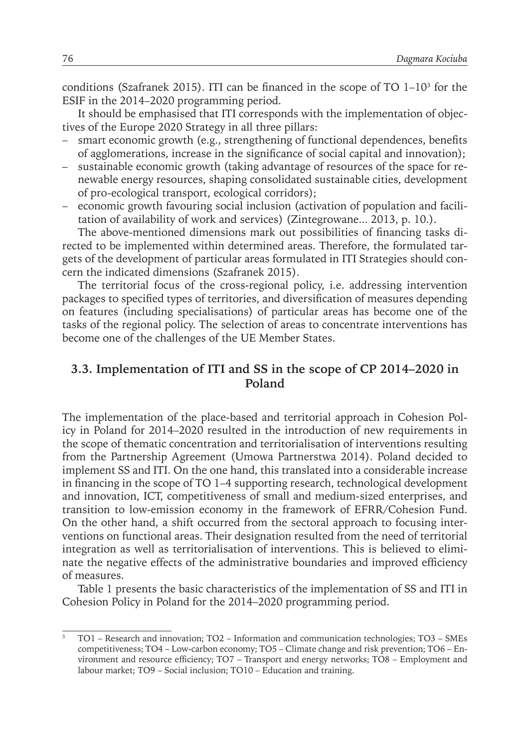conditions (Szafranek 2015). ITI can be financed in the scope of TO 1–10[3] for the ESIF in the 2014–2020 programming period.

It should be emphasised that ITI corresponds with the implementation of objectives of the Europe 2020 Strategy in all three pillars:

- smart economic growth (e.g., strengthening of functional dependences, benefits of agglomerations, increase in the significance of social capital and innovation);
- sustainable economic growth (taking advantage of resources of the space for renewable energy resources, shaping consolidated sustainable cities, development of pro-ecological transport, ecological corridors);
- economic growth favouring social inclusion (activation of population and facilitation of availability of work and services) (Zintegrowane... 2013, p. 10.).

The above-mentioned dimensions mark out possibilities of financing tasks directed to be implemented within determined areas. Therefore, the formulated targets of the development of particular areas formulated in ITI Strategies should concern the indicated dimensions (Szafranek 2015).

The territorial focus of the cross-regional policy, i.e. addressing intervention packages to specified types of territories, and diversification of measures depending on features (including specialisations) of particular areas has become one of the tasks of the regional policy. The selection of areas to concentrate interventions has become one of the challenges of the UE Member States.

### 3.3. Implementation of ITI and SS in the scope of CP 2014–2020 in Poland

The implementation of the place-based and territorial approach in Cohesion Policy in Poland for 2014–2020 resulted in the introduction of new requirements in the scope of thematic concentration and territorialisation of interventions resulting from the Partnership Agreement (Umowa Partnerstwa 2014). Poland decided to implement SS and ITI. On the one hand, this translated into a considerable increase in financing in the scope of TO 1–4 supporting research, technological development and innovation, ICT, competitiveness of small and medium-sized enterprises, and transition to low-emission economy in the framework of EFRR/Cohesion Fund. On the other hand, a shift occurred from the sectoral approach to focusing interventions on functional areas. Their designation resulted from the need of territorial integration as well as territorialisation of interventions. This is believed to eliminate the negative effects of the administrative boundaries and improved efficiency of measures.

Table 1 presents the basic characteristics of the implementation of SS and ITI in Cohesion Policy in Poland for the 2014–2020 programming period.

---

[3] TO1 – Research and innovation; TO2 – Information and communication technologies; TO3 – SMEs competitiveness; TO4 – Low-carbon economy; TO5 – Climate change and risk prevention; TO6 – Environment and resource efficiency; TO7 – Transport and energy networks; TO8 – Employment and labour market; TO9 – Social inclusion; TO10 – Education and training.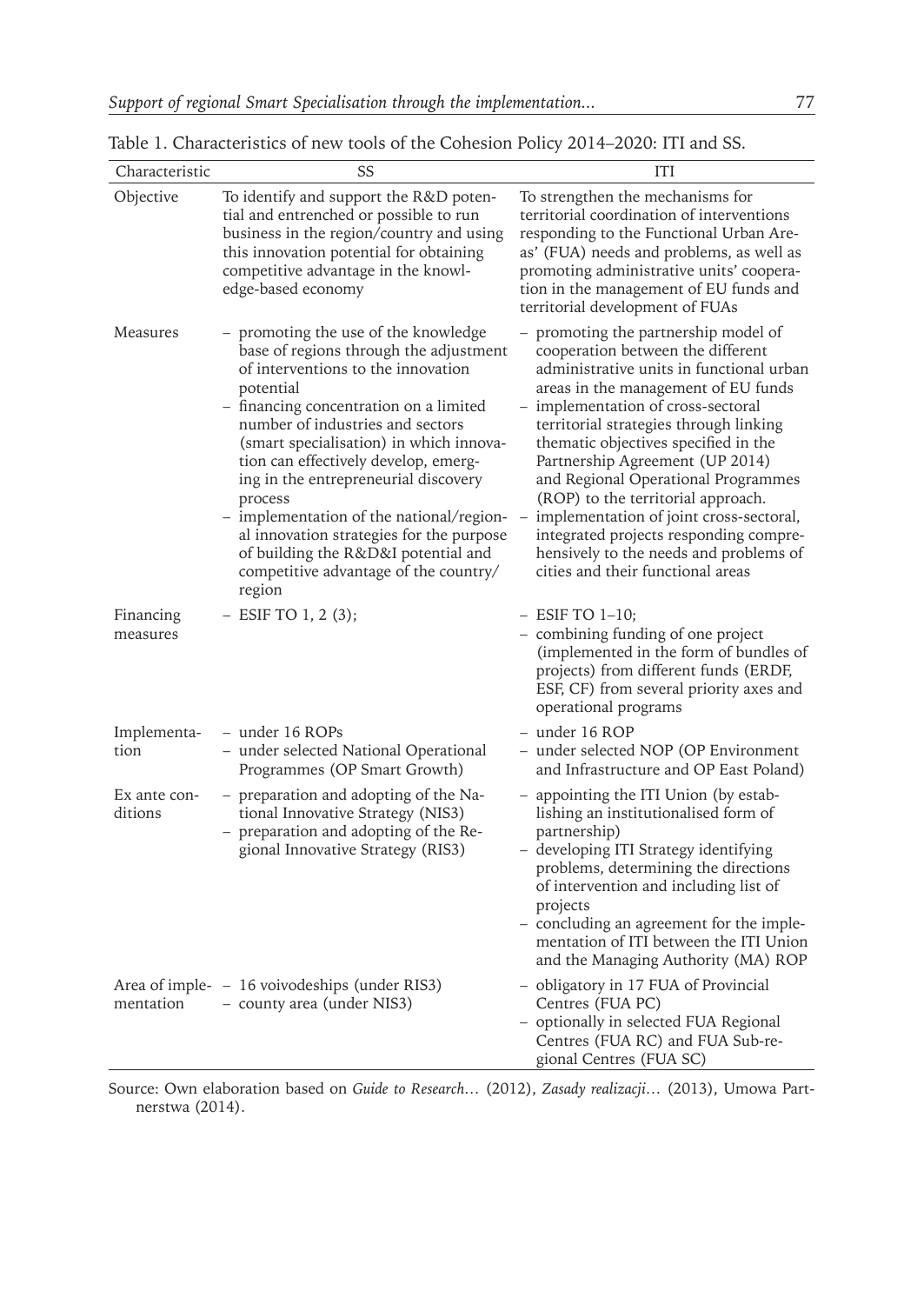Table 1. Characteristics of new tools of the Cohesion Policy 2014–2020: ITI and SS.

| Characteristic | SS | ITI |
|---|---|---|
| Objective | To identify and support the R&D potential and entrenched or possible to run business in the region/country and using this innovation potential for obtaining competitive advantage in the knowledge-based economy | To strengthen the mechanisms for territorial coordination of interventions responding to the Functional Urban Areas' (FUA) needs and problems, as well as promoting administrative units' cooperation in the management of EU funds and territorial development of FUAs |
| Measures | – promoting the use of the knowledge base of regions through the adjustment of interventions to the innovation potential<br>– financing concentration on a limited number of industries and sectors (smart specialisation) in which innovation can effectively develop, emerging in the entrepreneurial discovery process<br>– implementation of the national/regional innovation strategies for the purpose of building the R&D&I potential and competitive advantage of the country/region | – promoting the partnership model of cooperation between the different administrative units in functional urban areas in the management of EU funds<br>– implementation of cross-sectoral territorial strategies through linking thematic objectives specified in the Partnership Agreement (UP 2014) and Regional Operational Programmes (ROP) to the territorial approach.<br>– implementation of joint cross-sectoral, integrated projects responding comprehensively to the needs and problems of cities and their functional areas |
| Financing measures | – ESIF TO 1, 2 (3); | – ESIF TO 1–10;<br>– combining funding of one project (implemented in the form of bundles of projects) from different funds (ERDF, ESF, CF) from several priority axes and operational programs |
| Implementation | – under 16 ROPs<br>– under selected National Operational Programmes (OP Smart Growth) | – under 16 ROP<br>– under selected NOP (OP Environment and Infrastructure and OP East Poland) |
| Ex ante conditions | – preparation and adopting of the National Innovative Strategy (NIS3)<br>– preparation and adopting of the Regional Innovative Strategy (RIS3) | – appointing the ITI Union (by establishing an institutionalised form of partnership)<br>– developing ITI Strategy identifying problems, determining the directions of intervention and including list of projects<br>– concluding an agreement for the implementation of ITI between the ITI Union and the Managing Authority (MA) ROP |
| Area of implementation | – 16 voivodeships (under RIS3)<br>– county area (under NIS3) | – obligatory in 17 FUA of Provincial Centres (FUA PC)<br>– optionally in selected FUA Regional Centres (FUA RC) and FUA Sub-regional Centres (FUA SC) |

Source: Own elaboration based on *Guide to Research…* (2012), *Zasady realizacji…* (2013), Umowa Partnerstwa (2014).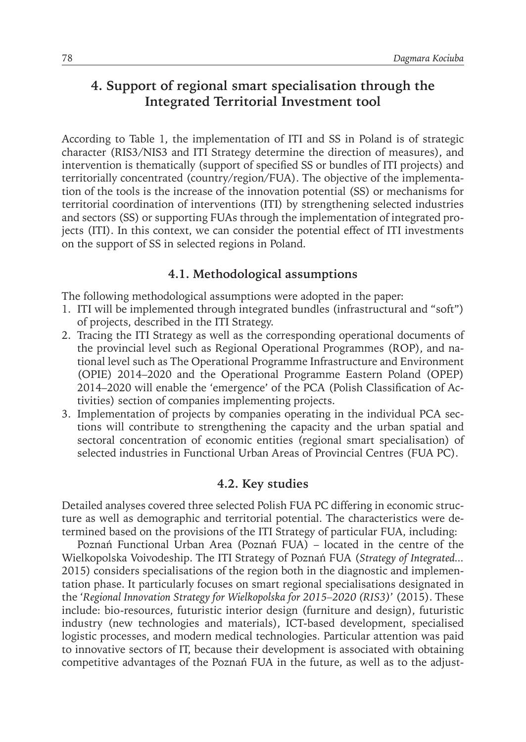## 4. Support of regional smart specialisation through the Integrated Territorial Investment tool

According to Table 1, the implementation of ITI and SS in Poland is of strategic character (RIS3/NIS3 and ITI Strategy determine the direction of measures), and intervention is thematically (support of specified SS or bundles of ITI projects) and territorially concentrated (country/region/FUA). The objective of the implementation of the tools is the increase of the innovation potential (SS) or mechanisms for territorial coordination of interventions (ITI) by strengthening selected industries and sectors (SS) or supporting FUAs through the implementation of integrated projects (ITI). In this context, we can consider the potential effect of ITI investments on the support of SS in selected regions in Poland.

### 4.1. Methodological assumptions

The following methodological assumptions were adopted in the paper:

1. ITI will be implemented through integrated bundles (infrastructural and "soft") of projects, described in the ITI Strategy.
2. Tracing the ITI Strategy as well as the corresponding operational documents of the provincial level such as Regional Operational Programmes (ROP), and national level such as The Operational Programme Infrastructure and Environment (OPIE) 2014–2020 and the Operational Programme Eastern Poland (OPEP) 2014–2020 will enable the 'emergence' of the PCA (Polish Classification of Activities) section of companies implementing projects.
3. Implementation of projects by companies operating in the individual PCA sections will contribute to strengthening the capacity and the urban spatial and sectoral concentration of economic entities (regional smart specialisation) of selected industries in Functional Urban Areas of Provincial Centres (FUA PC).

### 4.2. Key studies

Detailed analyses covered three selected Polish FUA PC differing in economic structure as well as demographic and territorial potential. The characteristics were determined based on the provisions of the ITI Strategy of particular FUA, including:

Poznań Functional Urban Area (Poznań FUA) – located in the centre of the Wielkopolska Voivodeship. The ITI Strategy of Poznań FUA (*Strategy of Integrated...* 2015) considers specialisations of the region both in the diagnostic and implementation phase. It particularly focuses on smart regional specialisations designated in the '*Regional Innovation Strategy for Wielkopolska for 2015–2020 (RIS3)*' (2015). These include: bio-resources, futuristic interior design (furniture and design), futuristic industry (new technologies and materials), ICT-based development, specialised logistic processes, and modern medical technologies. Particular attention was paid to innovative sectors of IT, because their development is associated with obtaining competitive advantages of the Poznań FUA in the future, as well as to the adjust-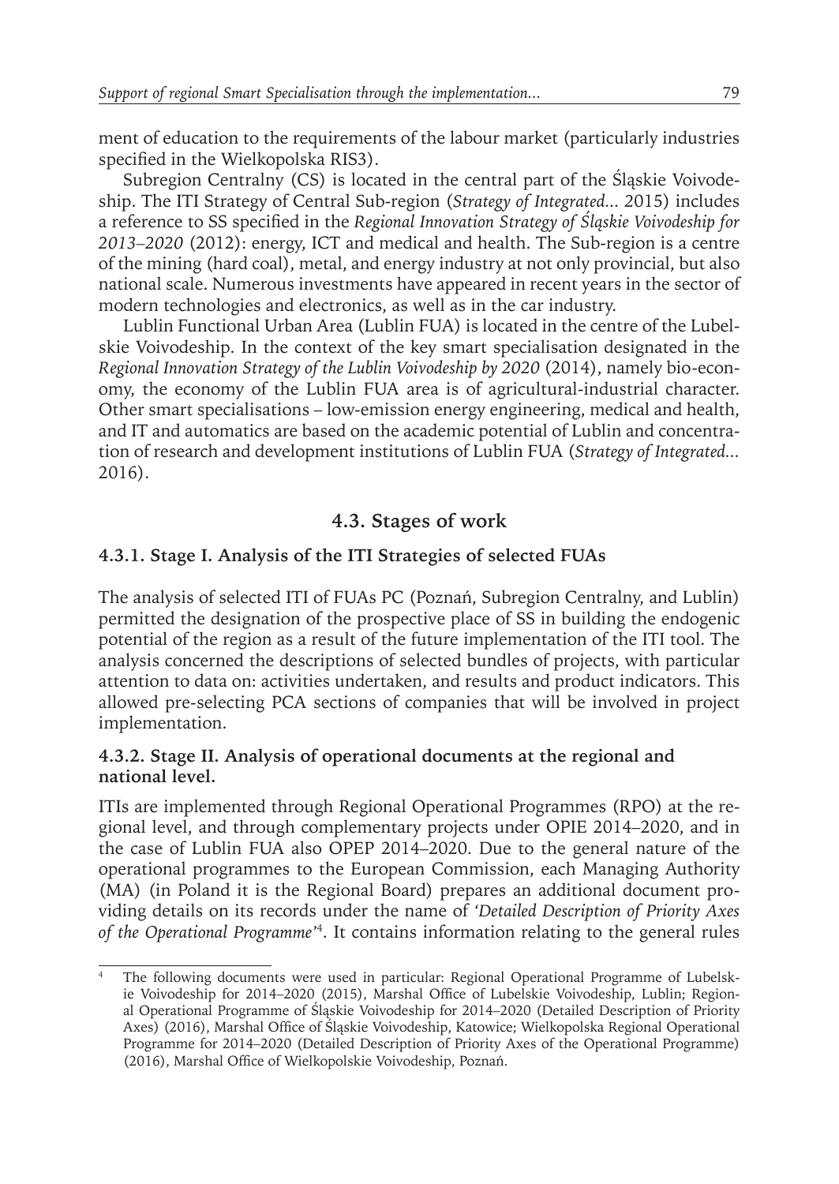ment of education to the requirements of the labour market (particularly industries specified in the Wielkopolska RIS3).

Subregion Centralny (CS) is located in the central part of the Śląskie Voivodeship. The ITI Strategy of Central Sub-region (*Strategy of Integrated...* 2015) includes a reference to SS specified in the *Regional Innovation Strategy of Śląskie Voivodeship for 2013–2020* (2012): energy, ICT and medical and health. The Sub-region is a centre of the mining (hard coal), metal, and energy industry at not only provincial, but also national scale. Numerous investments have appeared in recent years in the sector of modern technologies and electronics, as well as in the car industry.

Lublin Functional Urban Area (Lublin FUA) is located in the centre of the Lubelskie Voivodeship. In the context of the key smart specialisation designated in the *Regional Innovation Strategy of the Lublin Voivodeship by 2020* (2014), namely bio-economy, the economy of the Lublin FUA area is of agricultural-industrial character. Other smart specialisations – low-emission energy engineering, medical and health, and IT and automatics are based on the academic potential of Lublin and concentration of research and development institutions of Lublin FUA (*Strategy of Integrated...* 2016).

## 4.3. Stages of work

### 4.3.1. Stage I. Analysis of the ITI Strategies of selected FUAs

The analysis of selected ITI of FUAs PC (Poznań, Subregion Centralny, and Lublin) permitted the designation of the prospective place of SS in building the endogenic potential of the region as a result of the future implementation of the ITI tool. The analysis concerned the descriptions of selected bundles of projects, with particular attention to data on: activities undertaken, and results and product indicators. This allowed pre-selecting PCA sections of companies that will be involved in project implementation.

### 4.3.2. Stage II. Analysis of operational documents at the regional and national level.

ITIs are implemented through Regional Operational Programmes (RPO) at the regional level, and through complementary projects under OPIE 2014–2020, and in the case of Lublin FUA also OPEP 2014–2020. Due to the general nature of the operational programmes to the European Commission, each Managing Authority (MA) (in Poland it is the Regional Board) prepares an additional document providing details on its records under the name of *'Detailed Description of Priority Axes of the Operational Programme'*[4]. It contains information relating to the general rules

[4] The following documents were used in particular: Regional Operational Programme of Lubelskie Voivodeship for 2014–2020 (2015), Marshal Office of Lubelskie Voivodeship, Lublin; Regional Operational Programme of Śląskie Voivodeship for 2014–2020 (Detailed Description of Priority Axes) (2016), Marshal Office of Śląskie Voivodeship, Katowice; Wielkopolska Regional Operational Programme for 2014–2020 (Detailed Description of Priority Axes of the Operational Programme) (2016), Marshal Office of Wielkopolskie Voivodeship, Poznań.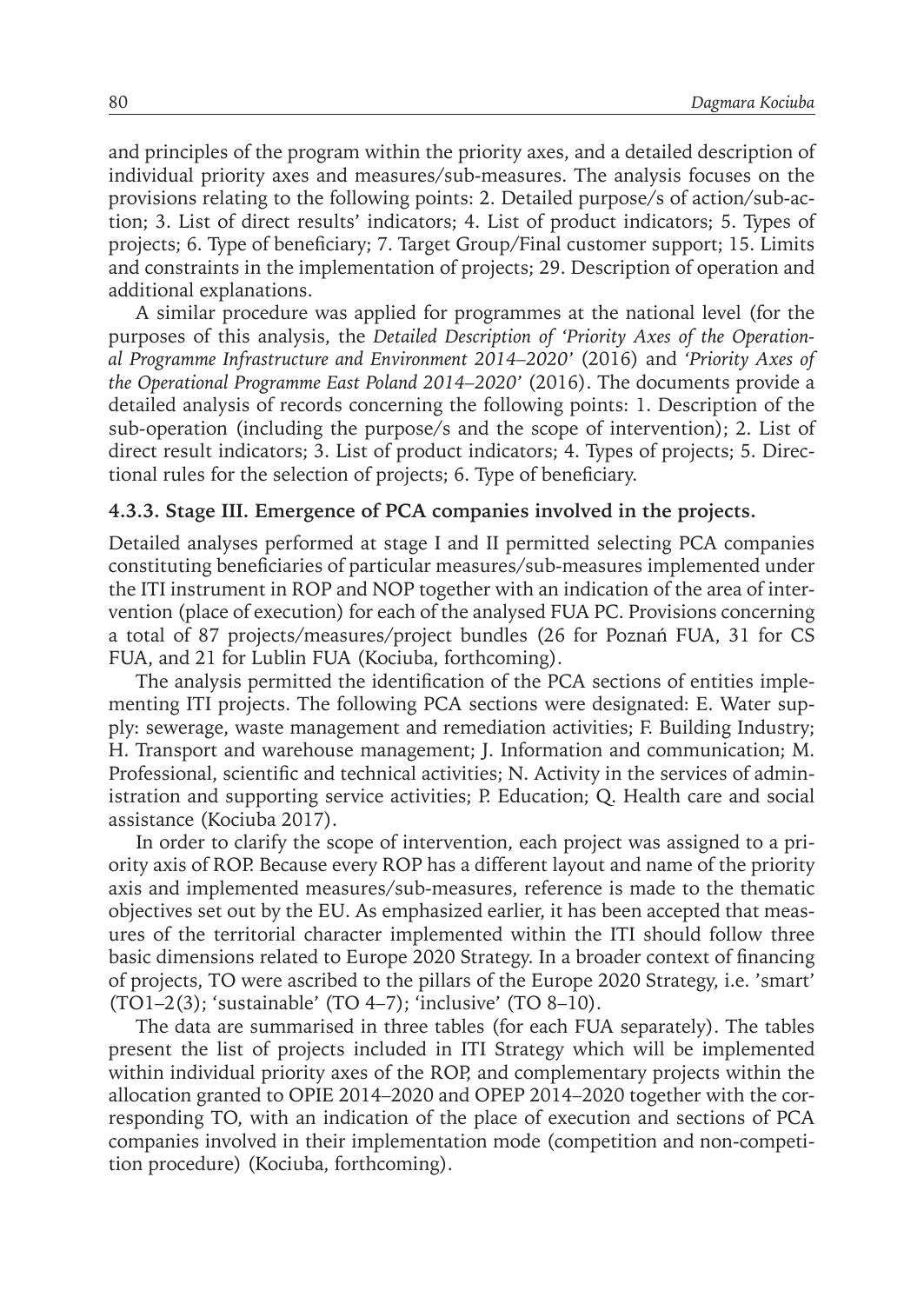and principles of the program within the priority axes, and a detailed description of individual priority axes and measures/sub-measures. The analysis focuses on the provisions relating to the following points: 2. Detailed purpose/s of action/sub-action; 3. List of direct results' indicators; 4. List of product indicators; 5. Types of projects; 6. Type of beneficiary; 7. Target Group/Final customer support; 15. Limits and constraints in the implementation of projects; 29. Description of operation and additional explanations.

A similar procedure was applied for programmes at the national level (for the purposes of this analysis, the *Detailed Description of 'Priority Axes of the Operational Programme Infrastructure and Environment 2014–2020'* (2016) and *'Priority Axes of the Operational Programme East Poland 2014–2020'* (2016). The documents provide a detailed analysis of records concerning the following points: 1. Description of the sub-operation (including the purpose/s and the scope of intervention); 2. List of direct result indicators; 3. List of product indicators; 4. Types of projects; 5. Directional rules for the selection of projects; 6. Type of beneficiary.

### 4.3.3. Stage III. Emergence of PCA companies involved in the projects.

Detailed analyses performed at stage I and II permitted selecting PCA companies constituting beneficiaries of particular measures/sub-measures implemented under the ITI instrument in ROP and NOP together with an indication of the area of intervention (place of execution) for each of the analysed FUA PC. Provisions concerning a total of 87 projects/measures/project bundles (26 for Poznań FUA, 31 for CS FUA, and 21 for Lublin FUA (Kociuba, forthcoming).

The analysis permitted the identification of the PCA sections of entities implementing ITI projects. The following PCA sections were designated: E. Water supply: sewerage, waste management and remediation activities; F. Building Industry; H. Transport and warehouse management; J. Information and communication; M. Professional, scientific and technical activities; N. Activity in the services of administration and supporting service activities; P. Education; Q. Health care and social assistance (Kociuba 2017).

In order to clarify the scope of intervention, each project was assigned to a priority axis of ROP. Because every ROP has a different layout and name of the priority axis and implemented measures/sub-measures, reference is made to the thematic objectives set out by the EU. As emphasized earlier, it has been accepted that measures of the territorial character implemented within the ITI should follow three basic dimensions related to Europe 2020 Strategy. In a broader context of financing of projects, TO were ascribed to the pillars of the Europe 2020 Strategy, i.e. 'smart' (TO1–2(3); 'sustainable' (TO 4–7); 'inclusive' (TO 8–10).

The data are summarised in three tables (for each FUA separately). The tables present the list of projects included in ITI Strategy which will be implemented within individual priority axes of the ROP, and complementary projects within the allocation granted to OPIE 2014–2020 and OPEP 2014–2020 together with the corresponding TO, with an indication of the place of execution and sections of PCA companies involved in their implementation mode (competition and non-competition procedure) (Kociuba, forthcoming).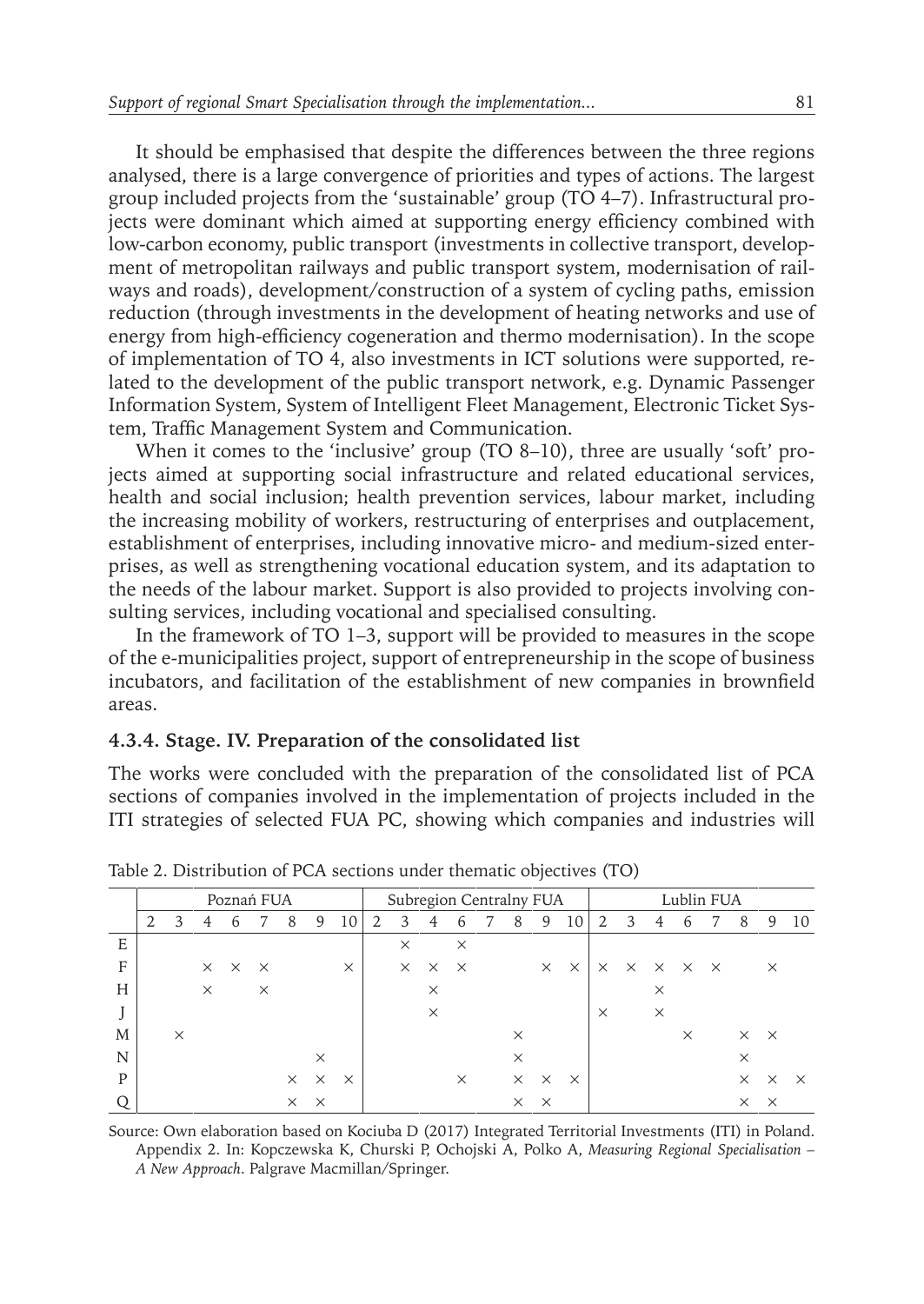It should be emphasised that despite the differences between the three regions analysed, there is a large convergence of priorities and types of actions. The largest group included projects from the 'sustainable' group (TO 4–7). Infrastructural projects were dominant which aimed at supporting energy efficiency combined with low-carbon economy, public transport (investments in collective transport, development of metropolitan railways and public transport system, modernisation of railways and roads), development/construction of a system of cycling paths, emission reduction (through investments in the development of heating networks and use of energy from high-efficiency cogeneration and thermo modernisation). In the scope of implementation of TO 4, also investments in ICT solutions were supported, related to the development of the public transport network, e.g. Dynamic Passenger Information System, System of Intelligent Fleet Management, Electronic Ticket System, Traffic Management System and Communication.

When it comes to the 'inclusive' group (TO 8–10), three are usually 'soft' projects aimed at supporting social infrastructure and related educational services, health and social inclusion; health prevention services, labour market, including the increasing mobility of workers, restructuring of enterprises and outplacement, establishment of enterprises, including innovative micro- and medium-sized enterprises, as well as strengthening vocational education system, and its adaptation to the needs of the labour market. Support is also provided to projects involving consulting services, including vocational and specialised consulting.

In the framework of TO 1–3, support will be provided to measures in the scope of the e-municipalities project, support of entrepreneurship in the scope of business incubators, and facilitation of the establishment of new companies in brownfield areas.

### 4.3.4. Stage. IV. Preparation of the consolidated list

The works were concluded with the preparation of the consolidated list of PCA sections of companies involved in the implementation of projects included in the ITI strategies of selected FUA PC, showing which companies and industries will

Table 2. Distribution of PCA sections under thematic objectives (TO)

| | Poznań FUA | | | | | | | | Subregion Centralny FUA | | | | | | | | Lublin FUA | | | | | | | |
|---|---|---|---|---|---|---|---|---|---|---|---|---|---|---|---|---|---|---|---|---|---|---|---|---|
| | 2 | 3 | 4 | 6 | 7 | 8 | 9 | 10 | 2 | 3 | 4 | 6 | 7 | 8 | 9 | 10 | 2 | 3 | 4 | 6 | 7 | 8 | 9 | 10 |
| E | | | | | | | | | | × | | × | | | | | | | | | | | | |
| F | | | × | × | × | | | × | | × | × | × | | | × | × | × | × | × | × | × | | × | |
| H | | | × | | × | | | | | | × | | | | | | | | × | | | | | |
| J | | | | | | | | | | | × | | | | | | × | | × | | | | | |
| M | | × | | | | | | | | | | | | × | | | | | | × | | × | × | |
| N | | | | | | | × | | | | | | | × | | | | | | | | × | | |
| P | | | | | | × | × | × | | | | × | | × | × | × | | | | | | × | × | × |
| Q | | | | | | × | × | | | | | | | × | × | | | | | | | × | × | |

Source: Own elaboration based on Kociuba D (2017) Integrated Territorial Investments (ITI) in Poland. Appendix 2. In: Kopczewska K, Churski P, Ochojski A, Polko A, *Measuring Regional Specialisation – A New Approach*. Palgrave Macmillan/Springer.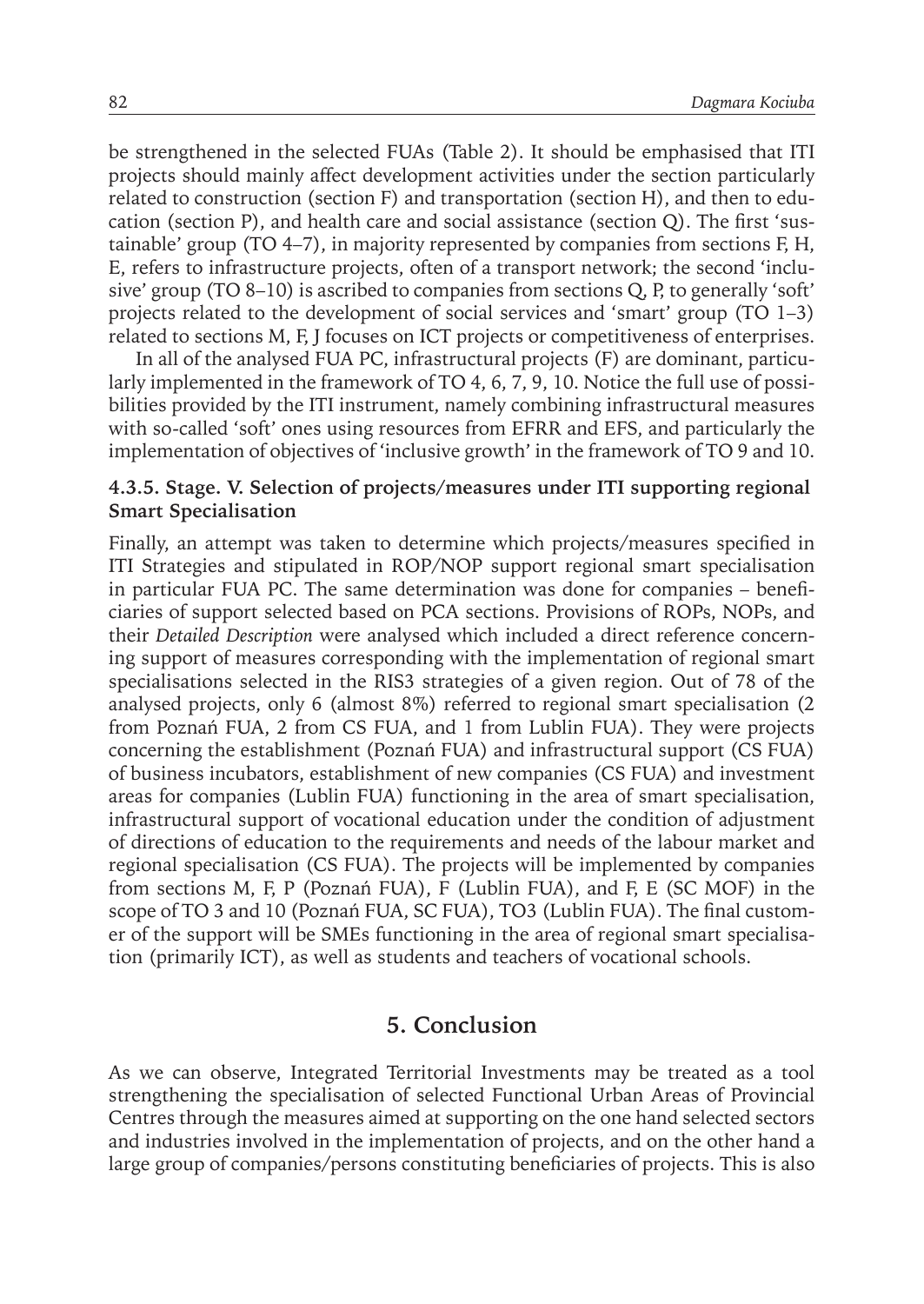be strengthened in the selected FUAs (Table 2). It should be emphasised that ITI projects should mainly affect development activities under the section particularly related to construction (section F) and transportation (section H), and then to education (section P), and health care and social assistance (section Q). The first 'sustainable' group (TO 4–7), in majority represented by companies from sections F, H, E, refers to infrastructure projects, often of a transport network; the second 'inclusive' group (TO 8–10) is ascribed to companies from sections Q, P, to generally 'soft' projects related to the development of social services and 'smart' group (TO 1–3) related to sections M, F, J focuses on ICT projects or competitiveness of enterprises.

In all of the analysed FUA PC, infrastructural projects (F) are dominant, particularly implemented in the framework of TO 4, 6, 7, 9, 10. Notice the full use of possibilities provided by the ITI instrument, namely combining infrastructural measures with so-called 'soft' ones using resources from EFRR and EFS, and particularly the implementation of objectives of 'inclusive growth' in the framework of TO 9 and 10.

#### 4.3.5. Stage. V. Selection of projects/measures under ITI supporting regional Smart Specialisation

Finally, an attempt was taken to determine which projects/measures specified in ITI Strategies and stipulated in ROP/NOP support regional smart specialisation in particular FUA PC. The same determination was done for companies – beneficiaries of support selected based on PCA sections. Provisions of ROPs, NOPs, and their *Detailed Description* were analysed which included a direct reference concerning support of measures corresponding with the implementation of regional smart specialisations selected in the RIS3 strategies of a given region. Out of 78 of the analysed projects, only 6 (almost 8%) referred to regional smart specialisation (2 from Poznań FUA, 2 from CS FUA, and 1 from Lublin FUA). They were projects concerning the establishment (Poznań FUA) and infrastructural support (CS FUA) of business incubators, establishment of new companies (CS FUA) and investment areas for companies (Lublin FUA) functioning in the area of smart specialisation, infrastructural support of vocational education under the condition of adjustment of directions of education to the requirements and needs of the labour market and regional specialisation (CS FUA). The projects will be implemented by companies from sections M, F, P (Poznań FUA), F (Lublin FUA), and F, E (SC MOF) in the scope of TO 3 and 10 (Poznań FUA, SC FUA), TO3 (Lublin FUA). The final customer of the support will be SMEs functioning in the area of regional smart specialisation (primarily ICT), as well as students and teachers of vocational schools.

## 5. Conclusion

As we can observe, Integrated Territorial Investments may be treated as a tool strengthening the specialisation of selected Functional Urban Areas of Provincial Centres through the measures aimed at supporting on the one hand selected sectors and industries involved in the implementation of projects, and on the other hand a large group of companies/persons constituting beneficiaries of projects. This is also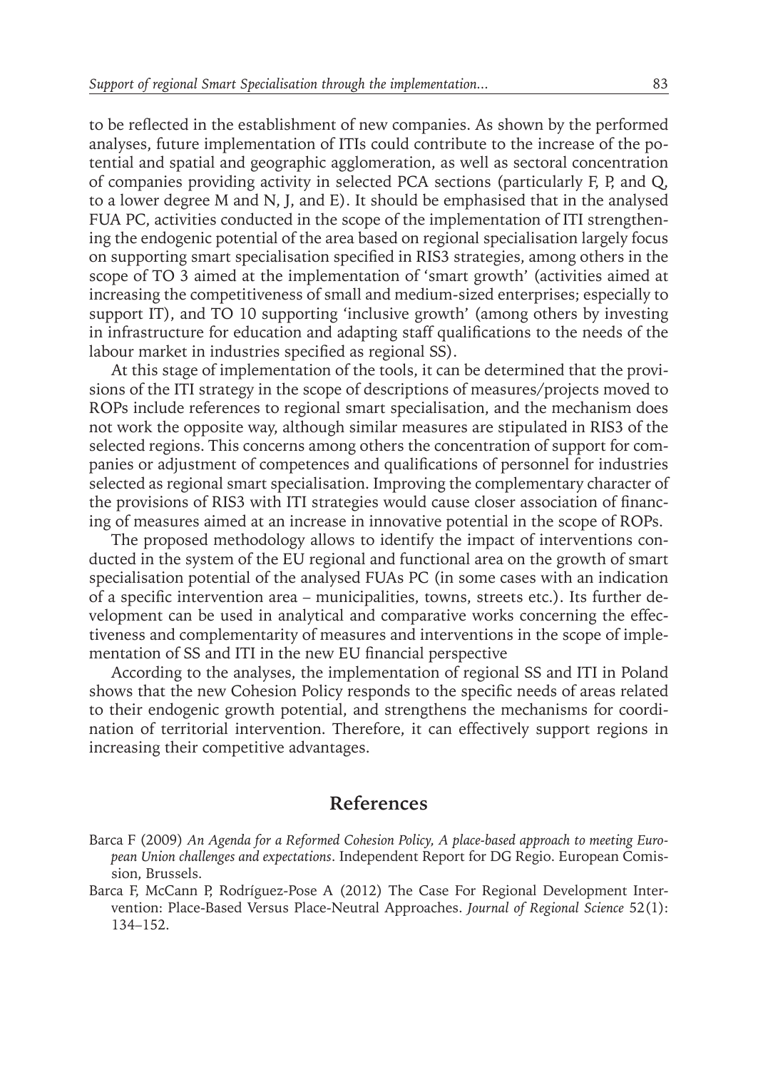to be reflected in the establishment of new companies. As shown by the performed analyses, future implementation of ITIs could contribute to the increase of the potential and spatial and geographic agglomeration, as well as sectoral concentration of companies providing activity in selected PCA sections (particularly F, P, and Q, to a lower degree M and N, J, and E). It should be emphasised that in the analysed FUA PC, activities conducted in the scope of the implementation of ITI strengthening the endogenic potential of the area based on regional specialisation largely focus on supporting smart specialisation specified in RIS3 strategies, among others in the scope of TO 3 aimed at the implementation of 'smart growth' (activities aimed at increasing the competitiveness of small and medium-sized enterprises; especially to support IT), and TO 10 supporting 'inclusive growth' (among others by investing in infrastructure for education and adapting staff qualifications to the needs of the labour market in industries specified as regional SS).

At this stage of implementation of the tools, it can be determined that the provisions of the ITI strategy in the scope of descriptions of measures/projects moved to ROPs include references to regional smart specialisation, and the mechanism does not work the opposite way, although similar measures are stipulated in RIS3 of the selected regions. This concerns among others the concentration of support for companies or adjustment of competences and qualifications of personnel for industries selected as regional smart specialisation. Improving the complementary character of the provisions of RIS3 with ITI strategies would cause closer association of financing of measures aimed at an increase in innovative potential in the scope of ROPs.

The proposed methodology allows to identify the impact of interventions conducted in the system of the EU regional and functional area on the growth of smart specialisation potential of the analysed FUAs PC (in some cases with an indication of a specific intervention area – municipalities, towns, streets etc.). Its further development can be used in analytical and comparative works concerning the effectiveness and complementarity of measures and interventions in the scope of implementation of SS and ITI in the new EU financial perspective

According to the analyses, the implementation of regional SS and ITI in Poland shows that the new Cohesion Policy responds to the specific needs of areas related to their endogenic growth potential, and strengthens the mechanisms for coordination of territorial intervention. Therefore, it can effectively support regions in increasing their competitive advantages.

## References

Barca F (2009) *An Agenda for a Reformed Cohesion Policy, A place-based approach to meeting European Union challenges and expectations*. Independent Report for DG Regio. European Comission, Brussels.

Barca F, McCann P, Rodríguez-Pose A (2012) The Case For Regional Development Intervention: Place-Based Versus Place-Neutral Approaches. *Journal of Regional Science* 52(1): 134–152.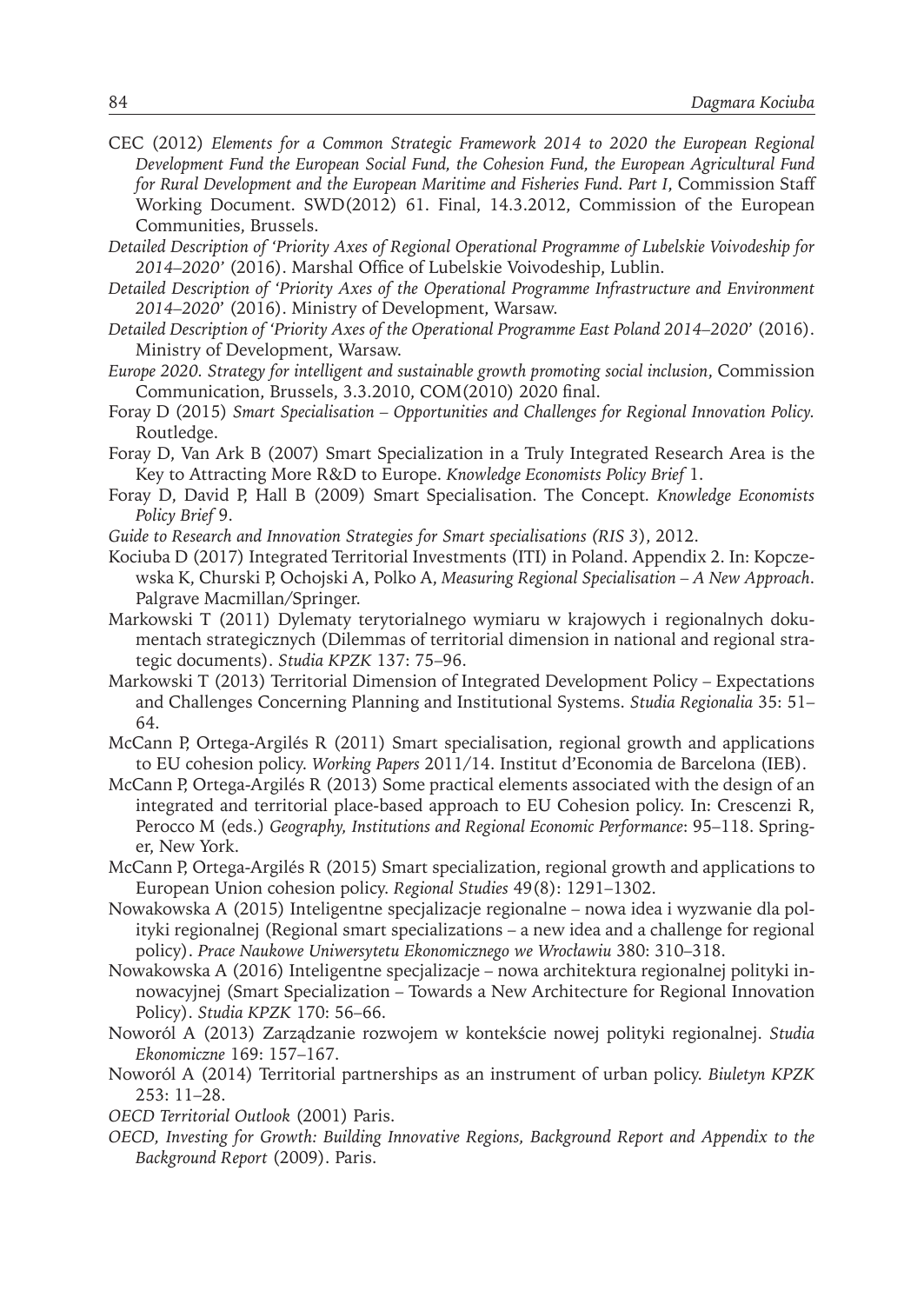CEC (2012) *Elements for a Common Strategic Framework 2014 to 2020 the European Regional Development Fund the European Social Fund, the Cohesion Fund, the European Agricultural Fund for Rural Development and the European Maritime and Fisheries Fund. Part I*, Commission Staff Working Document. SWD(2012) 61. Final, 14.3.2012, Commission of the European Communities, Brussels.

*Detailed Description of 'Priority Axes of Regional Operational Programme of Lubelskie Voivodeship for 2014–2020'* (2016). Marshal Office of Lubelskie Voivodeship, Lublin.

*Detailed Description of 'Priority Axes of the Operational Programme Infrastructure and Environment 2014–2020'* (2016). Ministry of Development, Warsaw.

*Detailed Description of 'Priority Axes of the Operational Programme East Poland 2014–2020'* (2016). Ministry of Development, Warsaw.

*Europe 2020. Strategy for intelligent and sustainable growth promoting social inclusion*, Commission Communication, Brussels, 3.3.2010, COM(2010) 2020 final.

Foray D (2015) *Smart Specialisation – Opportunities and Challenges for Regional Innovation Policy.* Routledge.

Foray D, Van Ark B (2007) Smart Specialization in a Truly Integrated Research Area is the Key to Attracting More R&D to Europe. *Knowledge Economists Policy Brief* 1.

Foray D, David P, Hall B (2009) Smart Specialisation. The Concept. *Knowledge Economists Policy Brief* 9.

*Guide to Research and Innovation Strategies for Smart specialisations (RIS 3)*, 2012.

Kociuba D (2017) Integrated Territorial Investments (ITI) in Poland. Appendix 2. In: Kopczewska K, Churski P, Ochojski A, Polko A, *Measuring Regional Specialisation – A New Approach*. Palgrave Macmillan/Springer.

Markowski T (2011) Dylematy terytorialnego wymiaru w krajowych i regionalnych dokumentach strategicznych (Dilemmas of territorial dimension in national and regional strategic documents). *Studia KPZK* 137: 75–96.

Markowski T (2013) Territorial Dimension of Integrated Development Policy – Expectations and Challenges Concerning Planning and Institutional Systems. *Studia Regionalia* 35: 51–64.

McCann P, Ortega-Argilés R (2011) Smart specialisation, regional growth and applications to EU cohesion policy. *Working Papers* 2011/14. Institut d'Economia de Barcelona (IEB).

McCann P, Ortega-Argilés R (2013) Some practical elements associated with the design of an integrated and territorial place-based approach to EU Cohesion policy. In: Crescenzi R, Perocco M (eds.) *Geography, Institutions and Regional Economic Performance*: 95–118. Springer, New York.

McCann P, Ortega-Argilés R (2015) Smart specialization, regional growth and applications to European Union cohesion policy. *Regional Studies* 49(8): 1291–1302.

Nowakowska A (2015) Inteligentne specjalizacje regionalne – nowa idea i wyzwanie dla polityki regionalnej (Regional smart specializations – a new idea and a challenge for regional policy). *Prace Naukowe Uniwersytetu Ekonomicznego we Wrocławiu* 380: 310–318.

Nowakowska A (2016) Inteligentne specjalizacje – nowa architektura regionalnej polityki innowacyjnej (Smart Specialization – Towards a New Architecture for Regional Innovation Policy). *Studia KPZK* 170: 56–66.

Noworól A (2013) Zarządzanie rozwojem w kontekście nowej polityki regionalnej. *Studia Ekonomiczne* 169: 157–167.

Noworól A (2014) Territorial partnerships as an instrument of urban policy. *Biuletyn KPZK* 253: 11–28.

*OECD Territorial Outlook* (2001) Paris.

*OECD, Investing for Growth: Building Innovative Regions, Background Report and Appendix to the Background Report* (2009). Paris.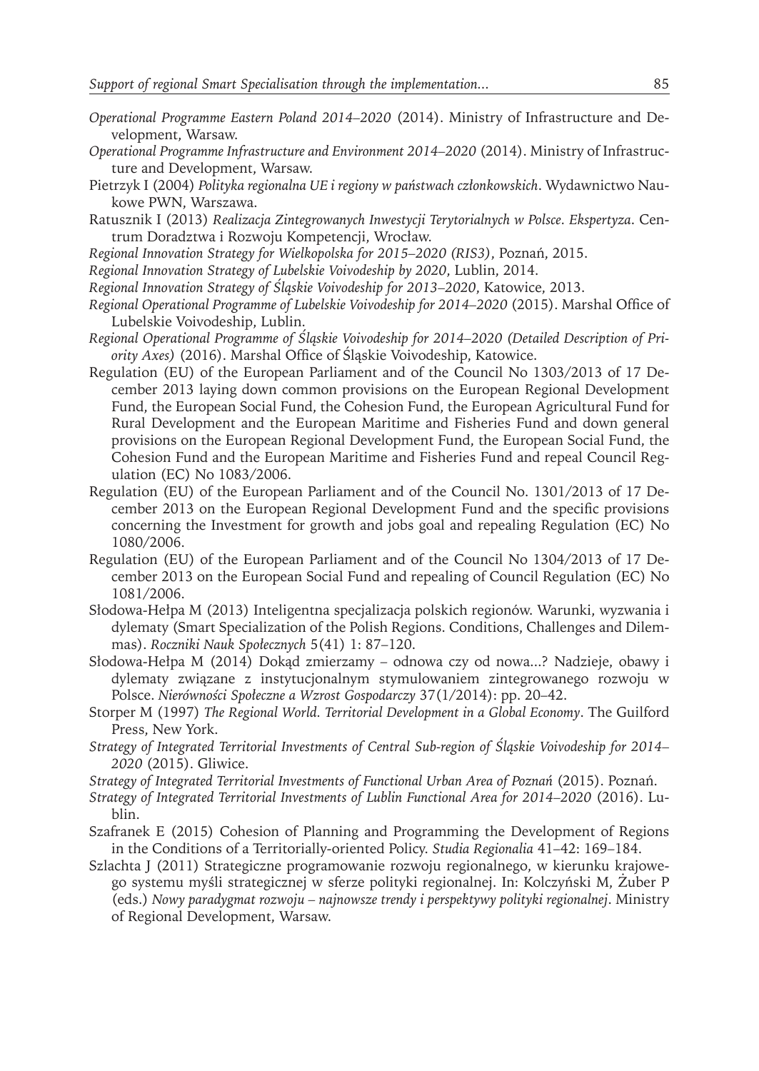*Operational Programme Eastern Poland 2014–2020* (2014). Ministry of Infrastructure and Development, Warsaw.

*Operational Programme Infrastructure and Environment 2014–2020* (2014). Ministry of Infrastructure and Development, Warsaw.

Pietrzyk I (2004) *Polityka regionalna UE i regiony w państwach członkowskich*. Wydawnictwo Naukowe PWN, Warszawa.

Ratusznik I (2013) *Realizacja Zintegrowanych Inwestycji Terytorialnych w Polsce. Ekspertyza*. Centrum Doradztwa i Rozwoju Kompetencji, Wrocław.

*Regional Innovation Strategy for Wielkopolska for 2015–2020 (RIS3)*, Poznań, 2015.

*Regional Innovation Strategy of Lubelskie Voivodeship by 2020*, Lublin, 2014.

*Regional Innovation Strategy of Śląskie Voivodeship for 2013–2020*, Katowice, 2013.

*Regional Operational Programme of Lubelskie Voivodeship for 2014–2020* (2015). Marshal Office of Lubelskie Voivodeship, Lublin.

*Regional Operational Programme of Śląskie Voivodeship for 2014–2020 (Detailed Description of Priority Axes)* (2016). Marshal Office of Śląskie Voivodeship, Katowice.

Regulation (EU) of the European Parliament and of the Council No 1303/2013 of 17 December 2013 laying down common provisions on the European Regional Development Fund, the European Social Fund, the Cohesion Fund, the European Agricultural Fund for Rural Development and the European Maritime and Fisheries Fund and down general provisions on the European Regional Development Fund, the European Social Fund, the Cohesion Fund and the European Maritime and Fisheries Fund and repeal Council Regulation (EC) No 1083/2006.

Regulation (EU) of the European Parliament and of the Council No. 1301/2013 of 17 December 2013 on the European Regional Development Fund and the specific provisions concerning the Investment for growth and jobs goal and repealing Regulation (EC) No 1080/2006.

Regulation (EU) of the European Parliament and of the Council No 1304/2013 of 17 December 2013 on the European Social Fund and repealing of Council Regulation (EC) No 1081/2006.

Słodowa-Hełpa M (2013) Inteligentna specjalizacja polskich regionów. Warunki, wyzwania i dylematy (Smart Specialization of the Polish Regions. Conditions, Challenges and Dilemmas). *Roczniki Nauk Społecznych* 5(41) 1: 87–120.

Słodowa-Hełpa M (2014) Dokąd zmierzamy – odnowa czy od nowa...? Nadzieje, obawy i dylematy związane z instytucjonalnym stymulowaniem zintegrowanego rozwoju w Polsce. *Nierówności Społeczne a Wzrost Gospodarczy* 37(1/2014): pp. 20–42.

Storper M (1997) *The Regional World. Territorial Development in a Global Economy*. The Guilford Press, New York.

*Strategy of Integrated Territorial Investments of Central Sub-region of Śląskie Voivodeship for 2014–2020* (2015). Gliwice.

*Strategy of Integrated Territorial Investments of Functional Urban Area of Poznań* (2015). Poznań.

*Strategy of Integrated Territorial Investments of Lublin Functional Area for 2014–2020* (2016). Lublin.

Szafranek E (2015) Cohesion of Planning and Programming the Development of Regions in the Conditions of a Territorially-oriented Policy. *Studia Regionalia* 41–42: 169–184.

Szlachta J (2011) Strategiczne programowanie rozwoju regionalnego, w kierunku krajowego systemu myśli strategicznej w sferze polityki regionalnej. In: Kolczyński M, Żuber P (eds.) *Nowy paradygmat rozwoju – najnowsze trendy i perspektywy polityki regionalnej*. Ministry of Regional Development, Warsaw.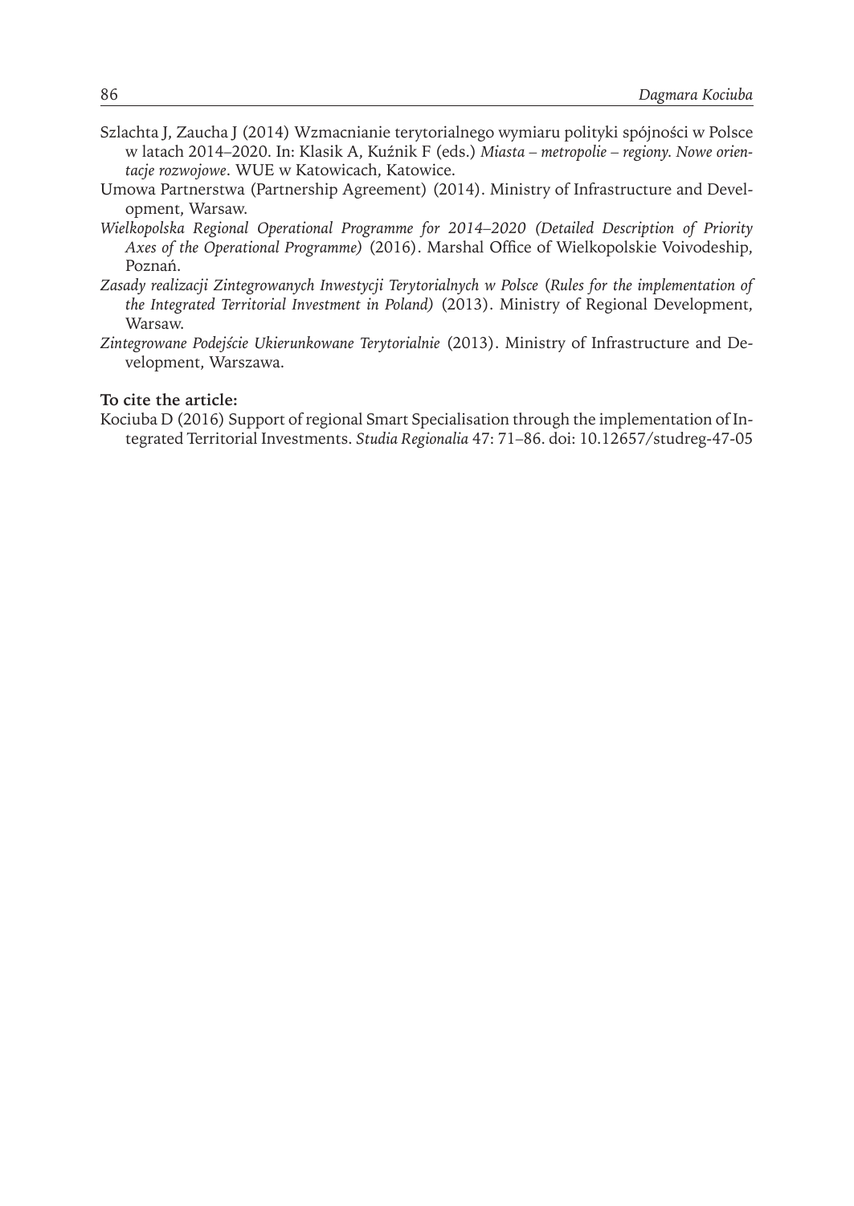Szlachta J, Zaucha J (2014) Wzmacnianie terytorialnego wymiaru polityki spójności w Polsce w latach 2014–2020. In: Klasik A, Kuźnik F (eds.) *Miasta – metropolie – regiony. Nowe orientacje rozwojowe*. WUE w Katowicach, Katowice.

Umowa Partnerstwa (Partnership Agreement) (2014). Ministry of Infrastructure and Development, Warsaw.

*Wielkopolska Regional Operational Programme for 2014–2020 (Detailed Description of Priority Axes of the Operational Programme)* (2016). Marshal Office of Wielkopolskie Voivodeship, Poznań.

*Zasady realizacji Zintegrowanych Inwestycji Terytorialnych w Polsce* (*Rules for the implementation of the Integrated Territorial Investment in Poland)* (2013). Ministry of Regional Development, Warsaw.

*Zintegrowane Podejście Ukierunkowane Terytorialnie* (2013). Ministry of Infrastructure and Development, Warszawa.

**To cite the article:**

Kociuba D (2016) Support of regional Smart Specialisation through the implementation of Integrated Territorial Investments. *Studia Regionalia* 47: 71–86. doi: 10.12657/studreg-47-05